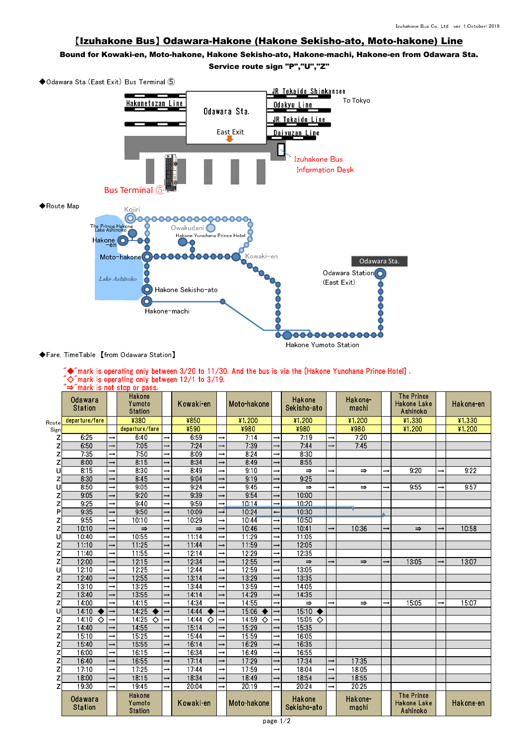Izuhakone Bus Co., Ltd ver. 1,October 2019

# 【Izuhakone Bus】Odawara-Hakone (Hakone Sekisho-ato, Moto-hakone) Line

**Bound for Kowaki-en, Moto-hakone, Hakone Sekisho-ato, Hakone-machi, Hakone-en from Odawara Sta.**

**Service route sign "P","U","Z"**

◆Odawara Sta.(East Exit) Bus Terminal ⑤

Hakonetozan Line | Odawara Sta. | East Exit | JR Tokaido Shinkansen | Odakyu Line | JR Tokaido Line | Daiyuzan Line | To Tokyo | Izuhakone Bus Information Desk | Bus Terminal ⑤

◆Route Map

Kojiri | Owakudani | The Prince Hakone Lake Ashinoko | Hakone Yunohana Prince Hotel | Hakone-en | Moto-hakone | Kowaki-en | Lake Ashinoko | Hakone Sekisho-ato | Hakone-machi | Odawara Sta. | Odawara Station (East Exit) | Hakone Yumoto Station

◆Fare, TimeTable 【from Odawara Station】

"◆"mark is operating only between 3/20 to 11/30. And the bus is via the [Hakone Yunohana Prince Hotel].
"◇"mark is operating only between 12/1 to 3/19.
"⇒"mark is not stop or pass.

| Route Sign | Odawara Station | | Hakone Yumoto Station | | Kowaki-en | | Moto-hakone | | Hakone Sekisho-ato | | Hakone-machi | | The Prince Hakone Lake Ashinoko | | Hakone-en |
|---|---|---|---|---|---|---|---|---|---|---|---|---|---|---|---|
| | departure/fare | | ¥380 | | ¥850 | | ¥1,200 | | ¥1,200 | | ¥1,200 | | ¥1,330 | | ¥1,330 |
| | | | departure/fare | | ¥590 | | ¥980 | | ¥980 | | ¥980 | | ¥1,200 | | ¥1,200 |
| Z | 6:25 | → | 6:40 | → | 6:59 | → | 7:14 | → | 7:19 | → | 7:20 | | | | |
| Z | 6:50 | → | 7:05 | → | 7:24 | → | 7:39 | → | 7:44 | → | 7:45 | | | | |
| Z | 7:35 | → | 7:50 | → | 8:09 | → | 8:24 | → | 8:30 | | | | | | |
| Z | 8:00 | → | 8:15 | → | 8:34 | → | 8:49 | → | 8:55 | | | | | | |
| U | 8:15 | → | 8:30 | → | 8:49 | → | 9:10 | → | ⇒ | → | ⇒ | → | 9:20 | → | 9:22 |
| Z | 8:30 | → | 8:45 | → | 9:04 | → | 9:19 | → | 9:25 | | | | | | |
| U | 8:50 | → | 9:05 | → | 9:24 | → | 9:45 | → | ⇒ | → | ⇒ | → | 9:55 | → | 9:57 |
| Z | 9:05 | → | 9:20 | → | 9:39 | → | 9:54 | → | 10:00 | | | | | | |
| Z | 9:25 | → | 9:40 | → | 9:59 | → | 10:14 | → | 10:20 | | | | | | |
| P | 9:35 | → | 9:50 | → | 10:09 | → | 10:24 | ← | 10:30 | | | | | | |
| Z | 9:55 | → | 10:10 | → | 10:29 | → | 10:44 | → | 10:50 | | | | | | |
| Z | 10:10 | → | ⇒ | → | ⇒ | → | 10:46 | → | 10:41 | → | 10:36 | → | ⇒ | → | 10:58 |
| U | 10:40 | → | 10:55 | → | 11:14 | → | 11:29 | → | 11:05 | | | | | | |
| Z | 11:10 | → | 11:25 | → | 11:59 | → | 11:59 | → | 12:05 | | | | | | |
| Z | 11:40 | → | 11:55 | → | 12:14 | → | 12:29 | → | 12:35 | | | | | | |
| Z | 12:00 | → | 12:15 | → | 12:34 | → | 12:55 | → | ⇒ | → | ⇒ | → | 13:05 | → | 13:07 |
| U | 12:10 | → | 12:25 | → | 12:44 | → | 12:59 | → | 13:05 | | | | | | |
| Z | 12:40 | → | 12:55 | → | 13:14 | → | 13:29 | → | 13:35 | | | | | | |
| Z | 13:10 | → | 13:25 | → | 13:44 | → | 13:59 | → | 14:05 | | | | | | |
| Z | 13:40 | → | 13:55 | → | 14:14 | → | 14:29 | → | 14:35 | | | | | | |
| Z | 14:00 | → | 14:15 | → | 14:34 | → | 14:55 | → | ⇒ | → | ⇒ | → | 15:05 | → | 15:07 |
| U | 14:10 ◆ | → | 14:25 ◆ | → | 14:44 ◆ | → | 15:06 ◆ | → | 15:10 ◆ | | | | | | |
| Z | 14:10 ◇ | → | 14:25 ◇ | → | 14:44 ◇ | → | 14:59 ◇ | → | 15:05 ◇ | | | | | | |
| Z | 14:40 | → | 14:55 | → | 15:14 | → | 15:29 | → | 15:35 | | | | | | |
| Z | 15:10 | → | 15:25 | → | 15:44 | → | 15:59 | → | 16:05 | | | | | | |
| Z | 15:40 | → | 15:55 | → | 16:14 | → | 16:29 | → | 16:35 | | | | | | |
| Z | 16:00 | → | 16:15 | → | 16:34 | → | 16:49 | → | 16:55 | | | | | | |
| Z | 16:40 | → | 16:55 | → | 17:14 | → | 17:29 | → | 17:34 | → | 17:35 | | | | |
| Z | 17:10 | → | 17:25 | → | 17:44 | → | 17:59 | → | 18:04 | → | 18:05 | | | | |
| Z | 18:00 | → | 18:15 | → | 18:34 | → | 18:49 | → | 18:54 | → | 18:55 | | | | |
| Z | 19:30 | → | 19:45 | → | 20:04 | → | 20:19 | → | 20:24 | → | 20:25 | | | | |
| | Odawara Station | | Hakone Yumoto Station | | Kowaki-en | | Moto-hakone | | Hakone Sekisho-ato | | Hakone-machi | | The Prince Hakone Lake Ashinoko | | Hakone-en |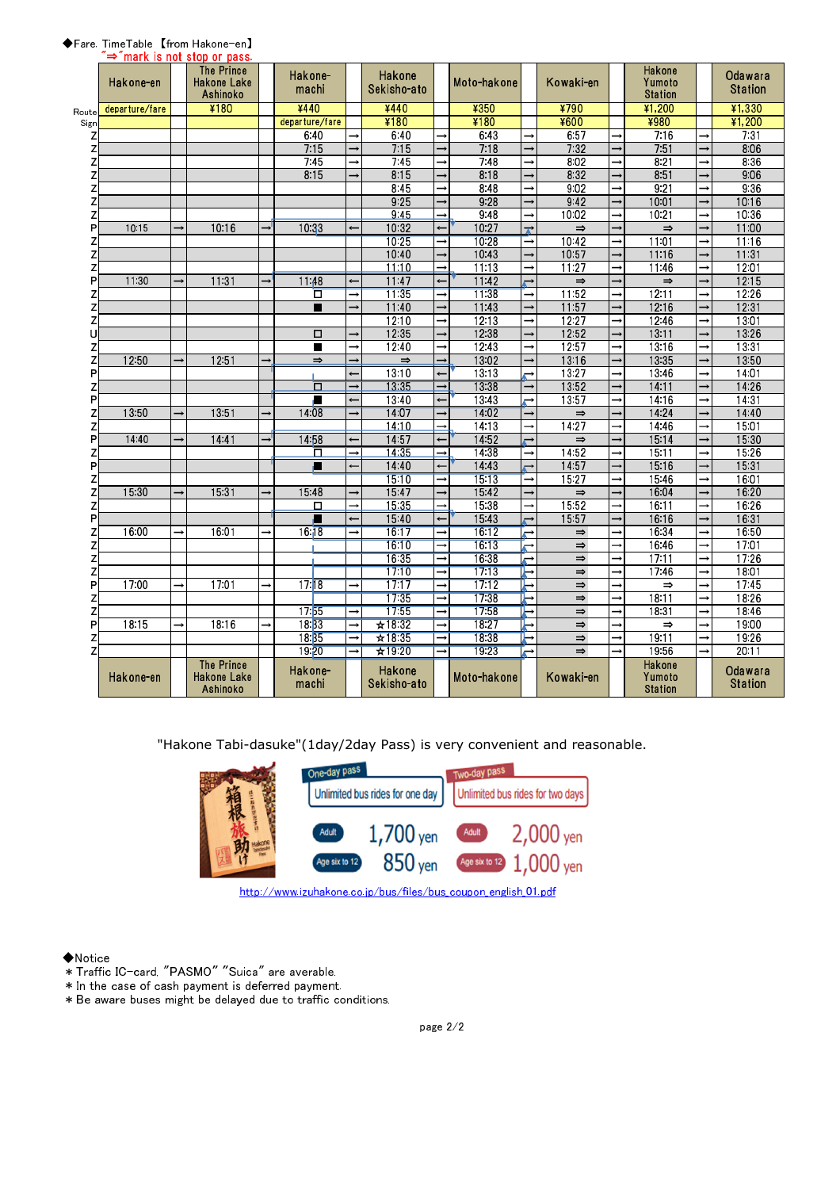◆Fare, TimeTable 【from Hakone-en】

"⇒"mark is not stop or pass.

| Route Sign | Hakone-en | | The Prince Hakone Lake Ashinoko | | Hakone-machi | | Hakone Sekisho-ato | | Moto-hakone | | Kowaki-en | | Hakone Yumoto Station | | Odawara Station |
|---|---|---|---|---|---|---|---|---|---|---|---|---|---|---|---|
| | departure/fare | | ¥180 | | ¥440 | | ¥440 | | ¥350 | | ¥790 | | ¥1,200 | | ¥1,330 |
| | | | | | departure/fare | | ¥180 | | ¥180 | | ¥600 | | ¥980 | | ¥1,200 |
| Z | | | | | 6:40 | → | 6:40 | → | 6:43 | → | 6:57 | → | 7:16 | → | 7:31 |
| Z | | | | | 7:15 | → | 7:15 | → | 7:18 | → | 7:32 | → | 7:51 | → | 8:06 |
| Z | | | | | 7:45 | → | 7:45 | → | 7:48 | → | 8:02 | → | 8:21 | → | 8:36 |
| Z | | | | | 8:15 | → | 8:15 | → | 8:18 | → | 8:32 | → | 8:51 | → | 9:06 |
| Z | | | | | | | 8:45 | → | 8:48 | → | 9:02 | → | 9:21 | → | 9:36 |
| Z | | | | | | | 9:25 | → | 9:28 | → | 9:42 | → | 10:01 | → | 10:16 |
| Z | | | | | | | 9:45 | → | 9:48 | → | 10:02 | → | 10:21 | → | 10:36 |
| P | 10:15 | → | 10:16 | → | 10:33 | ← | 10:32 | ← | 10:27 | → | ⇒ | → | ⇒ | → | 11:00 |
| Z | | | | | | | 10:25 | → | 10:28 | → | 10:42 | → | 11:01 | → | 11:16 |
| Z | | | | | | | 10:40 | → | 10:43 | → | 10:57 | → | 11:16 | → | 11:31 |
| Z | | | | | | | 11:10 | → | 11:13 | → | 11:27 | → | 11:46 | → | 12:01 |
| P | 11:30 | → | 11:31 | → | 11:48 | ← | 11:47 | ← | 11:42 | → | ⇒ | → | ⇒ | → | 12:15 |
| Z | | | | | □ | → | 11:35 | → | 11:38 | → | 11:52 | → | 12:11 | → | 12:26 |
| Z | | | | | ■ | → | 11:40 | → | 11:43 | → | 11:57 | → | 12:16 | → | 12:31 |
| Z | | | | | | | 12:10 | → | 12:13 | → | 12:27 | → | 12:46 | → | 13:01 |
| U | | | | | □ | → | 12:35 | → | 12:38 | → | 12:52 | → | 13:11 | → | 13:26 |
| Z | | | | | ■ | → | 12:40 | → | 12:43 | → | 12:57 | → | 13:16 | → | 13:31 |
| Z | 12:50 | → | 12:51 | → | ⇒ | → | ⇒ | → | 13:02 | → | 13:16 | → | 13:35 | → | 13:50 |
| P | | | | | | ← | 13:10 | ← | 13:13 | → | 13:27 | → | 13:46 | → | 14:01 |
| Z | | | | | □ | → | 13:35 | → | 13:38 | → | 13:52 | → | 14:11 | → | 14:26 |
| P | | | | | ■ | ← | 13:40 | ← | 13:43 | → | 13:57 | → | 14:16 | → | 14:31 |
| Z | 13:50 | → | 13:51 | → | 14:08 | ← | 14:07 | ← | 14:02 | → | ⇒ | → | 14:24 | → | 14:40 |
| Z | | | | | | | 14:10 | → | 14:13 | → | 14:27 | → | 14:46 | → | 15:01 |
| P | 14:40 | → | 14:41 | → | 14:58 | ← | 14:57 | ← | 14:52 | → | ⇒ | → | 15:14 | → | 15:30 |
| Z | | | | | □ | → | 14:35 | → | 14:38 | → | 14:52 | → | 15:11 | → | 15:26 |
| P | | | | | ■ | ← | 14:40 | ← | 14:43 | → | 14:57 | → | 15:16 | → | 15:31 |
| Z | | | | | | | 15:10 | → | 15:13 | → | 15:27 | → | 15:46 | → | 16:01 |
| Z | 15:30 | → | 15:31 | → | 15:48 | ← | 15:47 | ← | 15:42 | → | ⇒ | → | 16:04 | → | 16:20 |
| Z | | | | | □ | → | 15:35 | → | 15:38 | → | 15:52 | → | 16:11 | → | 16:26 |
| P | | | | | ■ | ← | 15:40 | ← | 15:43 | → | 15:57 | → | 16:16 | → | 16:31 |
| Z | 16:00 | → | 16:01 | → | 16:18 | → | 16:17 | → | 16:12 | → | ⇒ | → | 16:34 | → | 16:50 |
| Z | | | | | | | 16:10 | → | 16:13 | → | ⇒ | → | 16:46 | → | 17:01 |
| Z | | | | | | | 16:35 | → | 16:38 | → | ⇒ | → | 17:11 | → | 17:26 |
| Z | | | | | | | 17:10 | → | 17:13 | → | ⇒ | → | 17:46 | → | 18:01 |
| P | 17:00 | → | 17:01 | → | 17:18 | → | 17:17 | → | 17:12 | → | ⇒ | → | ⇒ | → | 17:45 |
| Z | | | | | | | 17:35 | → | 17:38 | → | ⇒ | → | 18:11 | → | 18:26 |
| Z | | | | | 17:55 | → | 17:55 | → | 17:58 | → | ⇒ | → | 18:31 | → | 18:46 |
| P | 18:15 | → | 18:16 | → | 18:33 | → | ☆18:32 | → | 18:27 | → | ⇒ | → | ⇒ | → | 19:00 |
| Z | | | | | 18:35 | → | ☆18:35 | → | 18:38 | → | ⇒ | → | 19:11 | → | 19:26 |
| Z | | | | | 19:20 | → | ☆19:20 | → | 19:23 | → | ⇒ | → | 19:56 | → | 20:11 |
| | Hakone-en | | The Prince Hakone Lake Ashinoko | | Hakone-machi | | Hakone Sekisho-ato | | Moto-hakone | | Kowaki-en | | Hakone Yumoto Station | | Odawara Station |

"Hakone Tabi-dasuke"(1day/2day Pass) is very convenient and reasonable.

| | One-day pass: Unlimited bus rides for one day | Two-day pass: Unlimited bus rides for two days |
|---|---|---|
| Adult | 1,700 yen | 2,000 yen |
| Age six to 12 | 850 yen | 1,000 yen |

http://www.izuhakone.co.jp/bus/files/bus_coupon_english_01.pdf

◆Notice

* Traffic IC-card, "PASMO" "Suica" are averable.
* In the case of cash payment is deferred payment.
* Be aware buses might be delayed due to traffic conditions.